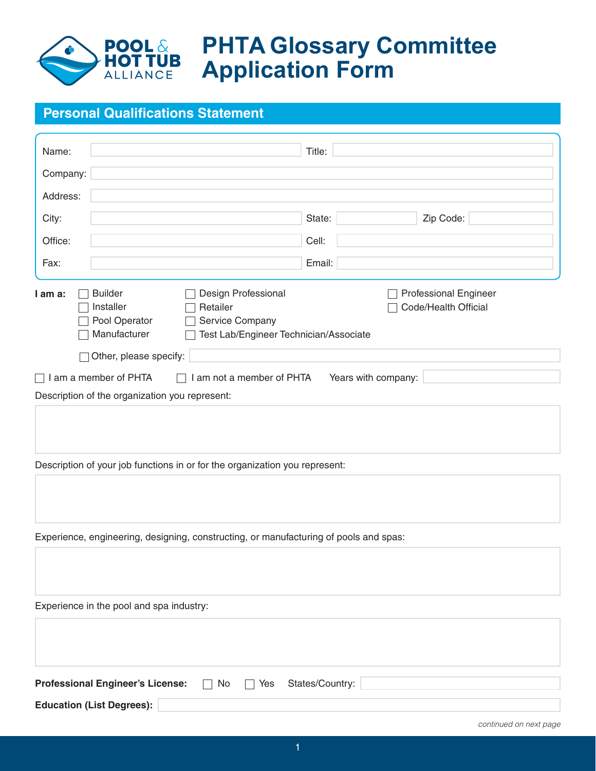# PHTA Glossary Committee Application Form

## Personal Qualifications Statement

Name: \_\_\_\_\_\_\_\_\_\_ Title: \_\_\_\_\_\_\_\_\_\_

Company: \_\_\_\_\_\_\_\_\_\_

Address: \_\_\_\_\_\_\_\_\_\_

City: \_\_\_\_\_\_\_\_\_\_ State: \_\_\_\_\_\_\_\_\_\_ Zip Code: \_\_\_\_\_\_\_\_\_\_

Office: \_\_\_\_\_\_\_\_\_\_ Cell: \_\_\_\_\_\_\_\_\_\_

Fax: \_\_\_\_\_\_\_\_\_\_ Email: \_\_\_\_\_\_\_\_\_\_

**I am a:**

- ☐ Builder
- ☐ Installer
- ☐ Pool Operator
- ☐ Manufacturer
- ☐ Design Professional
- ☐ Retailer
- ☐ Service Company
- ☐ Test Lab/Engineer Technician/Associate
- ☐ Professional Engineer
- ☐ Code/Health Official
- ☐ Other, please specify: \_\_\_\_\_\_\_\_\_\_

☐ I am a member of PHTA ☐ I am not a member of PHTA Years with company: \_\_\_\_\_\_\_\_\_\_

Description of the organization you represent:

Description of your job functions in or for the organization you represent:

Experience, engineering, designing, constructing, or manufacturing of pools and spas:

Experience in the pool and spa industry:

**Professional Engineer's License:** ☐ No ☐ Yes States/Country: \_\_\_\_\_\_\_\_\_\_

**Education (List Degrees):** \_\_\_\_\_\_\_\_\_\_

*continued on next page*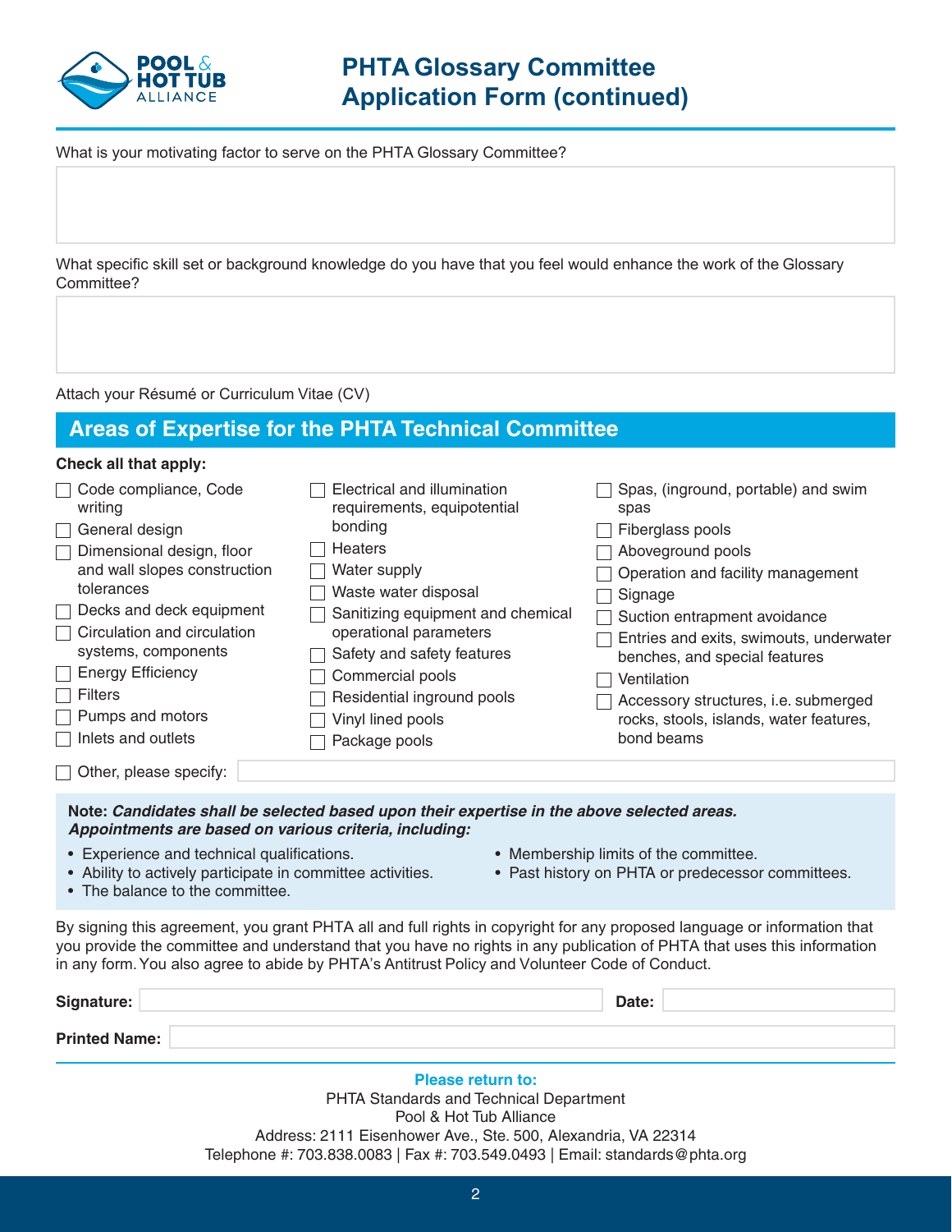# PHTA Glossary Committee Application Form (continued)

What is your motivating factor to serve on the PHTA Glossary Committee?

What specific skill set or background knowledge do you have that you feel would enhance the work of the Glossary Committee?

Attach your Résumé or Curriculum Vitae (CV)

## Areas of Expertise for the PHTA Technical Committee

**Check all that apply:**

- ☐ Code compliance, Code writing
- ☐ General design
- ☐ Dimensional design, floor and wall slopes construction tolerances
- ☐ Decks and deck equipment
- ☐ Circulation and circulation systems, components
- ☐ Energy Efficiency
- ☐ Filters
- ☐ Pumps and motors
- ☐ Inlets and outlets
- ☐ Electrical and illumination requirements, equipotential bonding
- ☐ Heaters
- ☐ Water supply
- ☐ Waste water disposal
- ☐ Sanitizing equipment and chemical operational parameters
- ☐ Safety and safety features
- ☐ Commercial pools
- ☐ Residential inground pools
- ☐ Vinyl lined pools
- ☐ Package pools
- ☐ Spas, (inground, portable) and swim spas
- ☐ Fiberglass pools
- ☐ Aboveground pools
- ☐ Operation and facility management
- ☐ Signage
- ☐ Suction entrapment avoidance
- ☐ Entries and exits, swimouts, underwater benches, and special features
- ☐ Ventilation
- ☐ Accessory structures, i.e. submerged rocks, stools, islands, water features, bond beams
- ☐ Other, please specify:

**Note:** ***Candidates shall be selected based upon their expertise in the above selected areas. Appointments are based on various criteria, including:***

- Experience and technical qualifications.
- Ability to actively participate in committee activities.
- The balance to the committee.
- Membership limits of the committee.
- Past history on PHTA or predecessor committees.

By signing this agreement, you grant PHTA all and full rights in copyright for any proposed language or information that you provide the committee and understand that you have no rights in any publication of PHTA that uses this information in any form. You also agree to abide by PHTA's Antitrust Policy and Volunteer Code of Conduct.

**Signature:** **Date:**

**Printed Name:**

**Please return to:**

PHTA Standards and Technical Department
Pool & Hot Tub Alliance
Address: 2111 Eisenhower Ave., Ste. 500, Alexandria, VA 22314
Telephone #: 703.838.0083 | Fax #: 703.549.0493 | Email: standards@phta.org